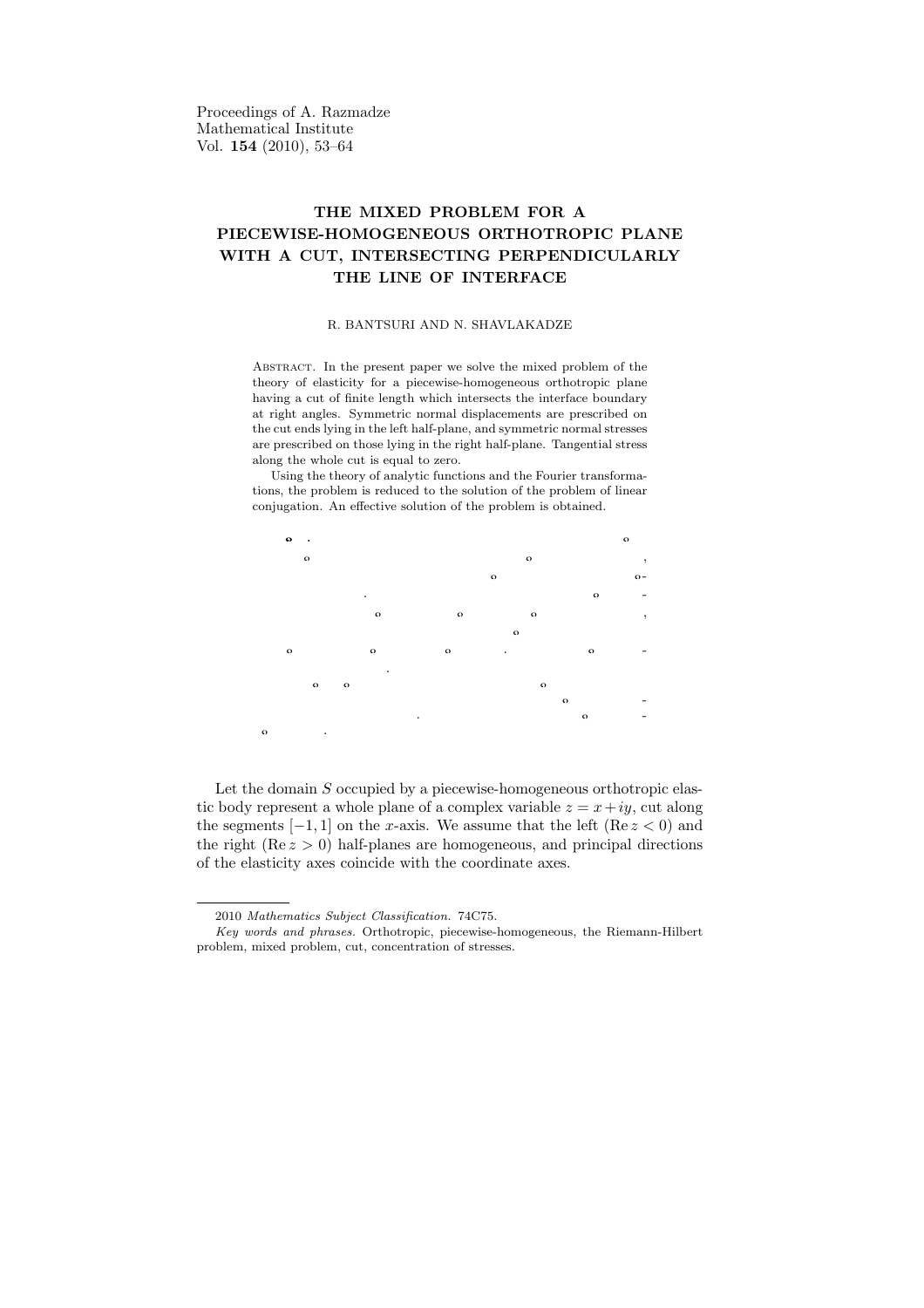Proceedings of A. Razmadze
Mathematical Institute
Vol. **154** (2010), 53–64

# THE MIXED PROBLEM FOR A PIECEWISE-HOMOGENEOUS ORTHOTROPIC PLANE WITH A CUT, INTERSECTING PERPENDICULARLY THE LINE OF INTERFACE

R. BANTSURI AND N. SHAVLAKADZE

Abstract. In the present paper we solve the mixed problem of the theory of elasticity for a piecewise-homogeneous orthotropic plane having a cut of finite length which intersects the interface boundary at right angles. Symmetric normal displacements are prescribed on the cut ends lying in the left half-plane, and symmetric normal stresses are prescribed on those lying in the right half-plane. Tangential stress along the whole cut is equal to zero.

Using the theory of analytic functions and the Fourier transformations, the problem is reduced to the solution of the problem of linear conjugation. An effective solution of the problem is obtained.

Let the domain $S$ occupied by a piecewise-homogeneous orthotropic elastic body represent a whole plane of a complex variable $z = x + iy$, cut along the segments $[-1, 1]$ on the $x$-axis. We assume that the left ($\operatorname{Re} z < 0$) and the right ($\operatorname{Re} z > 0$) half-planes are homogeneous, and principal directions of the elasticity axes coincide with the coordinate axes.

2010 *Mathematics Subject Classification.* 74C75.

*Key words and phrases.* Orthotropic, piecewise-homogeneous, the Riemann-Hilbert problem, mixed problem, cut, concentration of stresses.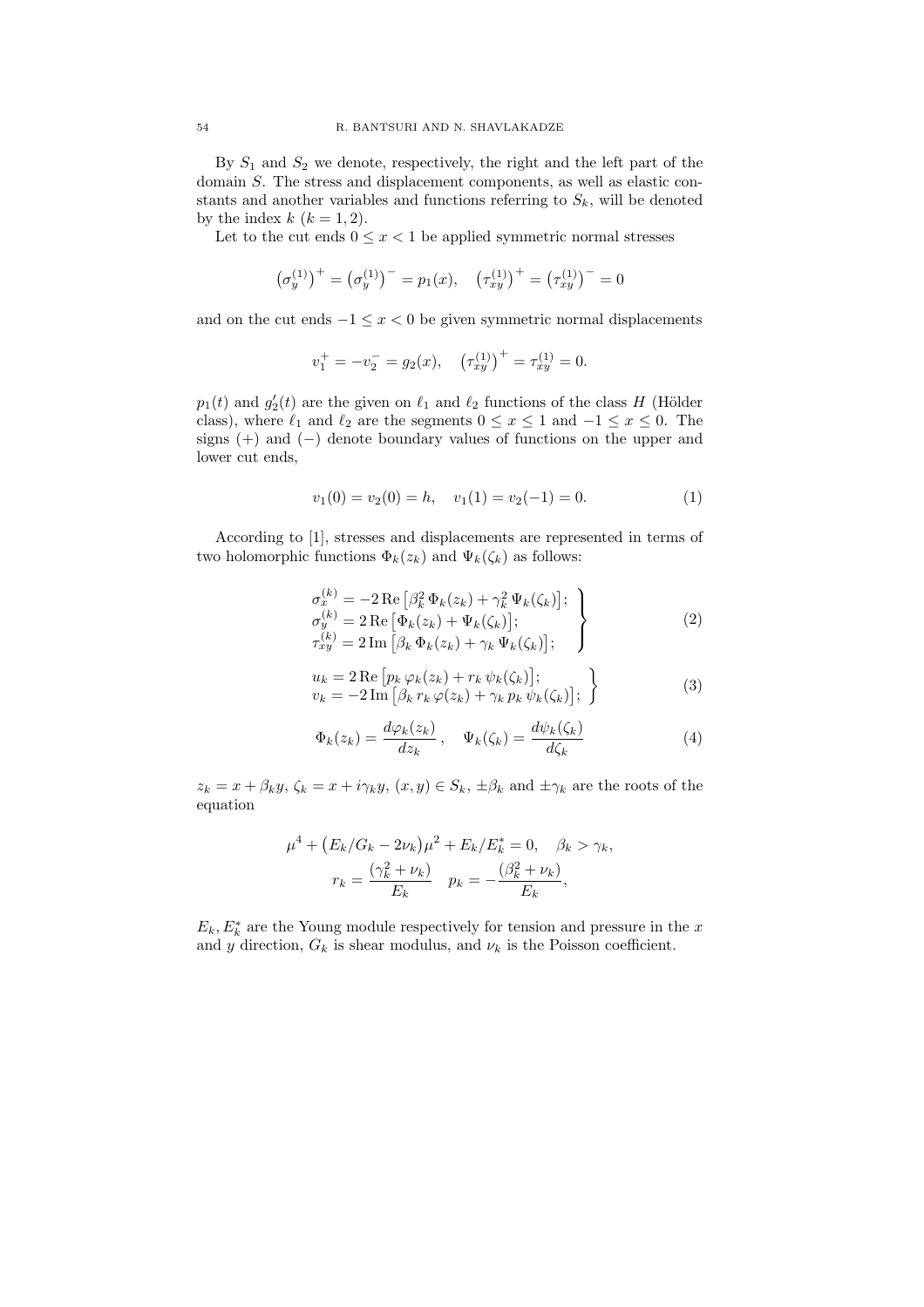By $S_1$ and $S_2$ we denote, respectively, the right and the left part of the domain $S$. The stress and displacement components, as well as elastic constants and another variables and functions referring to $S_k$, will be denoted by the index $k$ $(k = 1, 2)$.

Let to the cut ends $0 \le x < 1$ be applied symmetric normal stresses

$$\left(\sigma_y^{(1)}\right)^+ = \left(\sigma_y^{(1)}\right)^- = p_1(x), \quad \left(\tau_{xy}^{(1)}\right)^+ = \left(\tau_{xy}^{(1)}\right)^- = 0$$

and on the cut ends $-1 \le x < 0$ be given symmetric normal displacements

$$v_1^+ = -v_2^- = g_2(x), \quad \left(\tau_{xy}^{(1)}\right)^+ = \tau_{xy}^{(1)} = 0.$$

$p_1(t)$ and $g_2'(t)$ are the given on $\ell_1$ and $\ell_2$ functions of the class $H$ (Hölder class), where $\ell_1$ and $\ell_2$ are the segments $0 \le x \le 1$ and $-1 \le x \le 0$. The signs $(+)$ and $(-)$ denote boundary values of functions on the upper and lower cut ends,

$$v_1(0) = v_2(0) = h, \quad v_1(1) = v_2(-1) = 0. \tag{1}$$

According to [1], stresses and displacements are represented in terms of two holomorphic functions $\Phi_k(z_k)$ and $\Psi_k(\zeta_k)$ as follows:

$$\left.\begin{aligned}
\sigma_x^{(k)} &= -2\,\mathrm{Re}\left[\beta_k^2\,\Phi_k(z_k) + \gamma_k^2\,\Psi_k(\zeta_k)\right]; \\
\sigma_y^{(k)} &= 2\,\mathrm{Re}\left[\Phi_k(z_k) + \Psi_k(\zeta_k)\right]; \\
\tau_{xy}^{(k)} &= 2\,\mathrm{Im}\left[\beta_k\,\Phi_k(z_k) + \gamma_k\,\Psi_k(\zeta_k)\right];
\end{aligned}\right\} \tag{2}$$

$$\left.\begin{aligned}
u_k &= 2\,\mathrm{Re}\left[p_k\,\varphi_k(z_k) + r_k\,\psi_k(\zeta_k)\right]; \\
v_k &= -2\,\mathrm{Im}\left[\beta_k\,r_k\,\varphi(z_k) + \gamma_k\,p_k\,\psi_k(\zeta_k)\right];
\end{aligned}\right\} \tag{3}$$

$$\Phi_k(z_k) = \frac{d\varphi_k(z_k)}{dz_k}, \quad \Psi_k(\zeta_k) = \frac{d\psi_k(\zeta_k)}{d\zeta_k} \tag{4}$$

$z_k = x + \beta_k y$, $\zeta_k = x + i\gamma_k y$, $(x, y) \in S_k$, $\pm\beta_k$ and $\pm\gamma_k$ are the roots of the equation

$$\mu^4 + \left(E_k/G_k - 2\nu_k\right)\mu^2 + E_k/E_k^* = 0, \quad \beta_k > \gamma_k,$$
$$r_k = \frac{(\gamma_k^2 + \nu_k)}{E_k} \quad p_k = -\frac{(\beta_k^2 + \nu_k)}{E_k},$$

$E_k, E_k^*$ are the Young module respectively for tension and pressure in the $x$ and $y$ direction, $G_k$ is shear modulus, and $\nu_k$ is the Poisson coefficient.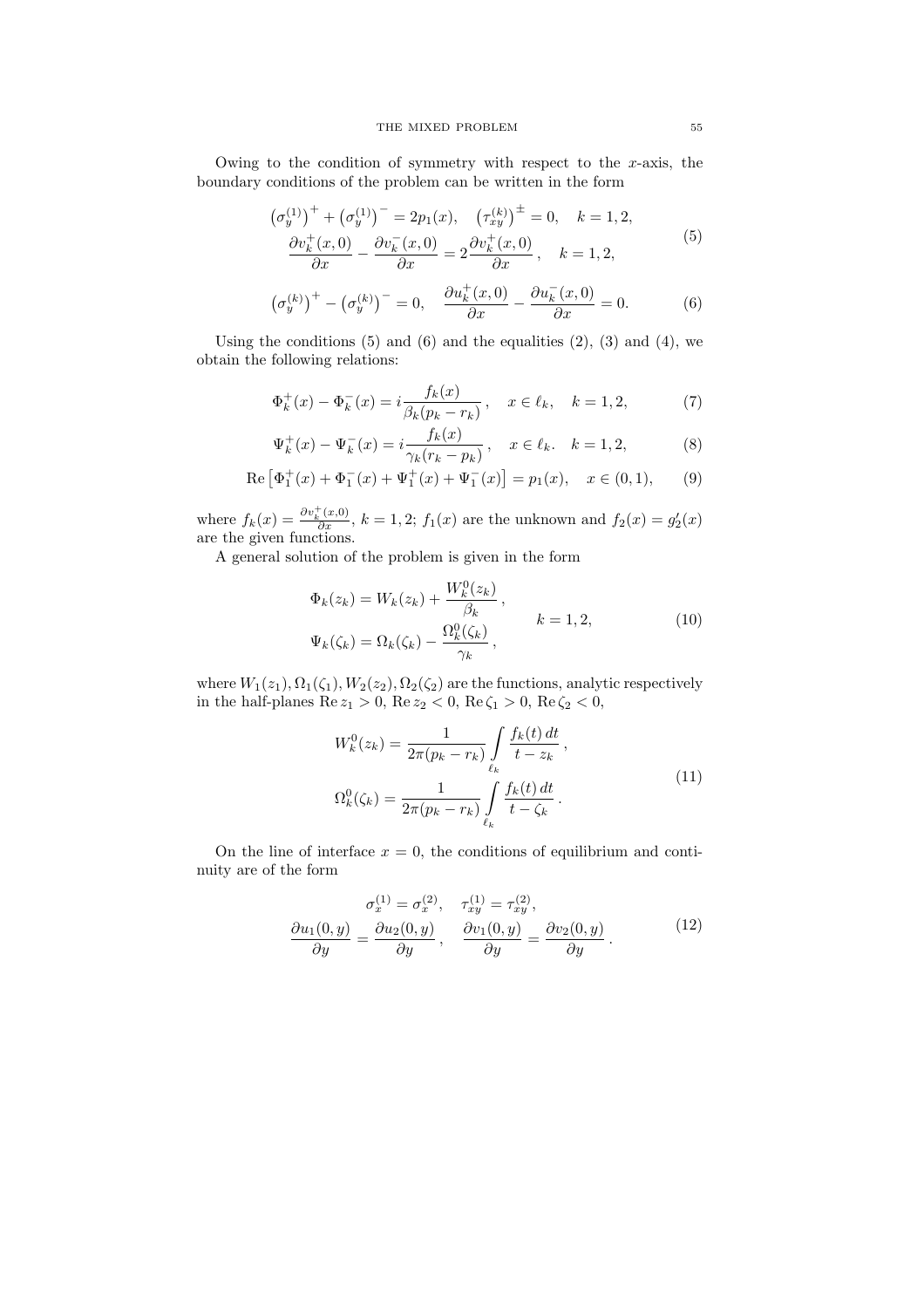Owing to the condition of symmetry with respect to the $x$-axis, the boundary conditions of the problem can be written in the form

$$
\begin{gathered}
\big(\sigma_y^{(1)}\big)^+ + \big(\sigma_y^{(1)}\big)^- = 2p_1(x), \quad \big(\tau_{xy}^{(k)}\big)^{\pm} = 0, \quad k=1,2, \\
\frac{\partial v_k^+(x,0)}{\partial x} - \frac{\partial v_k^-(x,0)}{\partial x} = 2\,\frac{\partial v_k^+(x,0)}{\partial x}\,, \quad k=1,2,
\end{gathered}
\tag{5}
$$

$$
\big(\sigma_y^{(k)}\big)^+ - \big(\sigma_y^{(k)}\big)^- = 0, \quad \frac{\partial u_k^+(x,0)}{\partial x} - \frac{\partial u_k^-(x,0)}{\partial x} = 0. \tag{6}
$$

Using the conditions (5) and (6) and the equalities (2), (3) and (4), we obtain the following relations:

$$
\Phi_k^+(x) - \Phi_k^-(x) = i\,\frac{f_k(x)}{\beta_k(p_k - r_k)}\,, \quad x\in \ell_k, \quad k=1,2, \tag{7}
$$

$$
\Psi_k^+(x) - \Psi_k^-(x) = i\,\frac{f_k(x)}{\gamma_k(r_k - p_k)}\,, \quad x\in \ell_k. \quad k=1,2, \tag{8}
$$

$$
\operatorname{Re}\big[\Phi_1^+(x) + \Phi_1^-(x) + \Psi_1^+(x) + \Psi_1^-(x)\big] = p_1(x), \quad x\in(0,1), \tag{9}
$$

where $f_k(x) = \frac{\partial v_k^+(x,0)}{\partial x}$, $k=1,2$; $f_1(x)$ are the unknown and $f_2(x) = g_2'(x)$ are the given functions.

A general solution of the problem is given in the form

$$
\begin{aligned}
\Phi_k(z_k) &= W_k(z_k) + \frac{W_k^0(z_k)}{\beta_k}\,, \\
\Psi_k(\zeta_k) &= \Omega_k(\zeta_k) - \frac{\Omega_k^0(\zeta_k)}{\gamma_k}\,,
\end{aligned}
\qquad k=1,2, \tag{10}
$$

where $W_1(z_1), \Omega_1(\zeta_1), W_2(z_2), \Omega_2(\zeta_2)$ are the functions, analytic respectively in the half-planes $\operatorname{Re} z_1 > 0$, $\operatorname{Re} z_2 < 0$, $\operatorname{Re}\zeta_1 > 0$, $\operatorname{Re}\zeta_2 < 0$,

$$
\begin{aligned}
W_k^0(z_k) &= \frac{1}{2\pi(p_k - r_k)} \int\limits_{\ell_k} \frac{f_k(t)\,dt}{t - z_k}\,, \\
\Omega_k^0(\zeta_k) &= \frac{1}{2\pi(p_k - r_k)} \int\limits_{\ell_k} \frac{f_k(t)\,dt}{t - \zeta_k}\,.
\end{aligned}
\tag{11}
$$

On the line of interface $x=0$, the conditions of equilibrium and continuity are of the form

$$
\begin{gathered}
\sigma_x^{(1)} = \sigma_x^{(2)}, \quad \tau_{xy}^{(1)} = \tau_{xy}^{(2)}, \\
\frac{\partial u_1(0,y)}{\partial y} = \frac{\partial u_2(0,y)}{\partial y}\,, \quad \frac{\partial v_1(0,y)}{\partial y} = \frac{\partial v_2(0,y)}{\partial y}\,.
\end{gathered}
\tag{12}
$$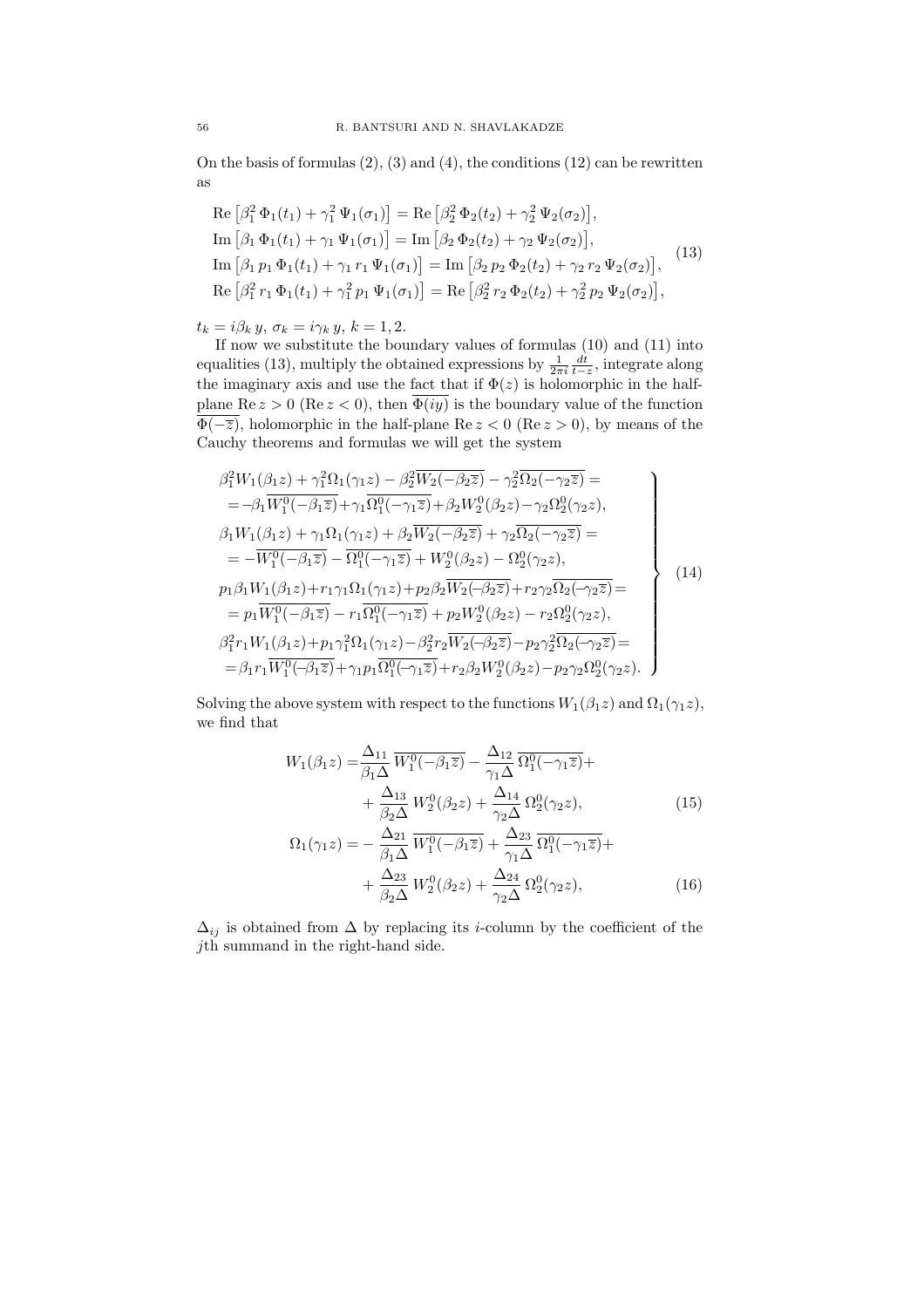On the basis of formulas (2), (3) and (4), the conditions (12) can be rewritten as

$$
\begin{aligned}
&\operatorname{Re}\big[\beta_1^2\,\Phi_1(t_1)+\gamma_1^2\,\Psi_1(\sigma_1)\big]=\operatorname{Re}\big[\beta_2^2\,\Phi_2(t_2)+\gamma_2^2\,\Psi_2(\sigma_2)\big],\\
&\operatorname{Im}\big[\beta_1\,\Phi_1(t_1)+\gamma_1\,\Psi_1(\sigma_1)\big]=\operatorname{Im}\big[\beta_2\,\Phi_2(t_2)+\gamma_2\,\Psi_2(\sigma_2)\big],\\
&\operatorname{Im}\big[\beta_1\,p_1\,\Phi_1(t_1)+\gamma_1\,r_1\,\Psi_1(\sigma_1)\big]=\operatorname{Im}\big[\beta_2\,p_2\,\Phi_2(t_2)+\gamma_2\,r_2\,\Psi_2(\sigma_2)\big],\\
&\operatorname{Re}\big[\beta_1^2\,r_1\,\Phi_1(t_1)+\gamma_1^2\,p_1\,\Psi_1(\sigma_1)\big]=\operatorname{Re}\big[\beta_2^2\,r_2\,\Phi_2(t_2)+\gamma_2^2\,p_2\,\Psi_2(\sigma_2)\big],
\end{aligned}
\tag{13}
$$

$t_k=i\beta_k\,y$, $\sigma_k=i\gamma_k\,y$, $k=1,2$.

If now we substitute the boundary values of formulas (10) and (11) into equalities (13), multiply the obtained expressions by $\frac{1}{2\pi i}\frac{dt}{t-z}$, integrate along the imaginary axis and use the fact that if $\Phi(z)$ is holomorphic in the half-plane $\operatorname{Re}z>0$ ($\operatorname{Re}z<0$), then $\overline{\Phi(iy)}$ is the boundary value of the function $\overline{\Phi(-\overline{z})}$, holomorphic in the half-plane $\operatorname{Re}z<0$ ($\operatorname{Re}z>0$), by means of the Cauchy theorems and formulas we will get the system

$$
\left.
\begin{aligned}
&\beta_1^2W_1(\beta_1z)+\gamma_1^2\Omega_1(\gamma_1z)-\beta_2^2\overline{W_2(-\beta_2\overline{z})}-\gamma_2^2\overline{\Omega_2(-\gamma_2\overline{z})}=\\
&=-\beta_1\overline{W_1^0(-\beta_1\overline{z})}+\gamma_1\overline{\Omega_1^0(-\gamma_1\overline{z})}+\beta_2W_2^0(\beta_2z)-\gamma_2\Omega_2^0(\gamma_2z),\\
&\beta_1W_1(\beta_1z)+\gamma_1\Omega_1(\gamma_1z)+\beta_2\overline{W_2(-\beta_2\overline{z})}+\gamma_2\overline{\Omega_2(-\gamma_2\overline{z})}=\\
&=-\overline{W_1^0(-\beta_1\overline{z})}-\overline{\Omega_1^0(-\gamma_1\overline{z})}+W_2^0(\beta_2z)-\Omega_2^0(\gamma_2z),\\
&p_1\beta_1W_1(\beta_1z)+r_1\gamma_1\Omega_1(\gamma_1z)+p_2\beta_2\overline{W_2(-\beta_2\overline{z})}+r_2\gamma_2\overline{\Omega_2(-\gamma_2\overline{z})}=\\
&=p_1\overline{W_1^0(-\beta_1\overline{z})}-r_1\overline{\Omega_1^0(-\gamma_1\overline{z})}+p_2W_2^0(\beta_2z)-r_2\Omega_2^0(\gamma_2z),\\
&\beta_1^2r_1W_1(\beta_1z)+p_1\gamma_1^2\Omega_1(\gamma_1z)-\beta_2^2r_2\overline{W_2(-\beta_2\overline{z})}-p_2\gamma_2^2\overline{\Omega_2(-\gamma_2\overline{z})}=\\
&=\beta_1r_1\overline{W_1^0(-\beta_1\overline{z})}+\gamma_1p_1\overline{\Omega_1^0(-\gamma_1\overline{z})}+r_2\beta_2W_2^0(\beta_2z)-p_2\gamma_2\Omega_2^0(\gamma_2z).
\end{aligned}
\right\}
\tag{14}
$$

Solving the above system with respect to the functions $W_1(\beta_1z)$ and $\Omega_1(\gamma_1z)$, we find that

$$
\begin{aligned}
W_1(\beta_1z)=&\frac{\Delta_{11}}{\beta_1\Delta}\,\overline{W_1^0(-\beta_1\overline{z})}-\frac{\Delta_{12}}{\gamma_1\Delta}\,\overline{\Omega_1^0(-\gamma_1\overline{z})}+\\
&+\frac{\Delta_{13}}{\beta_2\Delta}\,W_2^0(\beta_2z)+\frac{\Delta_{14}}{\gamma_2\Delta}\,\Omega_2^0(\gamma_2z),
\end{aligned}
\tag{15}
$$

$$
\begin{aligned}
\Omega_1(\gamma_1z)=&-\frac{\Delta_{21}}{\beta_1\Delta}\,\overline{W_1^0(-\beta_1\overline{z})}+\frac{\Delta_{23}}{\gamma_1\Delta}\,\overline{\Omega_1^0(-\gamma_1\overline{z})}+\\
&+\frac{\Delta_{23}}{\beta_2\Delta}\,W_2^0(\beta_2z)+\frac{\Delta_{24}}{\gamma_2\Delta}\,\Omega_2^0(\gamma_2z),
\end{aligned}
\tag{16}
$$

$\Delta_{ij}$ is obtained from $\Delta$ by replacing its $i$-column by the coefficient of the $j$th summand in the right-hand side.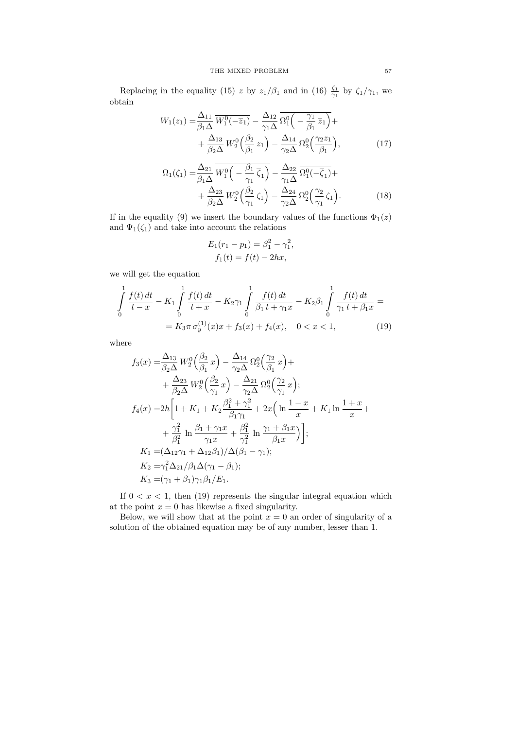Replacing in the equality (15) $z$ by $z_1/\beta_1$ and in (16) $\frac{\zeta_1}{\gamma_1}$ by $\zeta_1/\gamma_1$, we obtain

$$
\begin{aligned}
W_1(z_1) =&\frac{\Delta_{11}}{\beta_1\Delta}\,\overline{W_1^0(-\overline{z}_1)} - \frac{\Delta_{12}}{\gamma_1\Delta}\,\overline{\Omega_1^0\Big(-\frac{\gamma_1}{\beta_1}\,\overline{z}_1\Big)} + \\
&+\frac{\Delta_{13}}{\beta_2\Delta}\,W_2^0\Big(\frac{\beta_2}{\beta_1}\,z_1\Big) - \frac{\Delta_{14}}{\gamma_2\Delta}\,\Omega_2^0\Big(\frac{\gamma_2 z_1}{\beta_1}\Big),
\end{aligned}
\tag{17}
$$

$$
\begin{aligned}
\Omega_1(\zeta_1) =&\frac{\Delta_{21}}{\beta_1\Delta}\,\overline{W_1^0\Big(-\frac{\beta_1}{\gamma_1}\,\overline{\zeta}_1\Big)} - \frac{\Delta_{22}}{\gamma_1\Delta}\,\overline{\Omega_1^0(-\overline{\zeta}_1)} + \\
&+\frac{\Delta_{23}}{\beta_2\Delta}\,W_2^0\Big(\frac{\beta_2}{\gamma_1}\,\zeta_1\Big) - \frac{\Delta_{24}}{\gamma_2\Delta}\,\Omega_2^0\Big(\frac{\gamma_2}{\gamma_1}\,\zeta_1\Big).
\end{aligned}
\tag{18}
$$

If in the equality (9) we insert the boundary values of the functions $\Phi_1(z)$ and $\Psi_1(\zeta_1)$ and take into account the relations

$$
\begin{aligned}
E_1(r_1-p_1) &= \beta_1^2-\gamma_1^2,\\
f_1(t) &= f(t)-2hx,
\end{aligned}
$$

we will get the equation

$$
\begin{aligned}
\int\limits_0^1 \frac{f(t)\,dt}{t-x} - K_1\int\limits_0^1 \frac{f(t)\,dt}{t+x} - K_2\gamma_1\int\limits_0^1 \frac{f(t)\,dt}{\beta_1\,t+\gamma_1 x} - K_2\beta_1\int\limits_0^1 \frac{f(t)\,dt}{\gamma_1\,t+\beta_1 x} = \\
= K_3\pi\,\sigma_y^{(1)}(x)x + f_3(x) + f_4(x), \quad 0<x<1,
\end{aligned}
\tag{19}
$$

where

$$
\begin{aligned}
f_3(x) =&\frac{\Delta_{13}}{\beta_2\Delta}\,W_2^0\Big(\frac{\beta_2}{\beta_1}\,x\Big) - \frac{\Delta_{14}}{\gamma_2\Delta}\,\Omega_2^0\Big(\frac{\gamma_2}{\beta_1}\,x\Big) + \\
&+\frac{\Delta_{23}}{\beta_2\Delta}\,W_2^0\Big(\frac{\beta_2}{\gamma_1}\,x\Big) - \frac{\Delta_{21}}{\gamma_2\Delta}\,\Omega_2^0\Big(\frac{\gamma_2}{\gamma_1}\,x\Big);\\
f_4(x) =&2h\bigg[1+K_1+K_2\frac{\beta_1^2+\gamma_1^2}{\beta_1\gamma_1} + 2x\Big(\ln\frac{1-x}{x} + K_1\ln\frac{1+x}{x} + \\
&+\frac{\gamma_1^2}{\beta_1^2}\,\ln\frac{\beta_1+\gamma_1 x}{\gamma_1 x} + \frac{\beta_1^2}{\gamma_1^2}\,\ln\frac{\gamma_1+\beta_1 x}{\beta_1 x}\Big)\bigg];\\
K_1 =&(\Delta_{12}\gamma_1+\Delta_{12}\beta_1)/\Delta(\beta_1-\gamma_1);\\
K_2 =&\gamma_1^2\Delta_{21}/\beta_1\Delta(\gamma_1-\beta_1);\\
K_3 =&(\gamma_1+\beta_1)\gamma_1\beta_1/E_1.
\end{aligned}
$$

If $0<x<1$, then (19) represents the singular integral equation which at the point $x=0$ has likewise a fixed singularity.

Below, we will show that at the point $x=0$ an order of singularity of a solution of the obtained equation may be of any number, lesser than 1.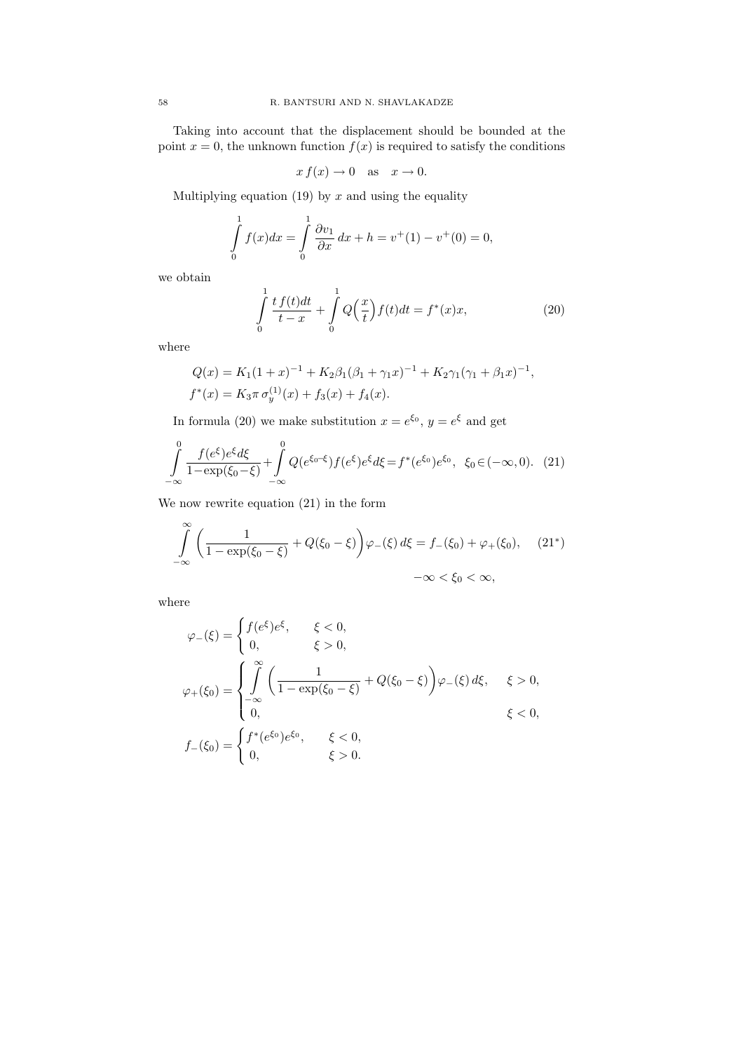Taking into account that the displacement should be bounded at the point $x = 0$, the unknown function $f(x)$ is required to satisfy the conditions

$$x\, f(x) \to 0 \quad \text{as} \quad x \to 0.$$

Multiplying equation (19) by $x$ and using the equality

$$\int_0^1 f(x)dx = \int_0^1 \frac{\partial v_1}{\partial x}\, dx + h = v^+(1) - v^+(0) = 0,$$

we obtain

$$\int_0^1 \frac{t\, f(t)dt}{t-x} + \int_0^1 Q\Big(\frac{x}{t}\Big) f(t)dt = f^*(x)x, \tag{20}$$

where

$$\begin{aligned}
&Q(x) = K_1(1+x)^{-1} + K_2\beta_1(\beta_1+\gamma_1 x)^{-1} + K_2\gamma_1(\gamma_1+\beta_1 x)^{-1},\\
&f^*(x) = K_3\pi\, \sigma_y^{(1)}(x) + f_3(x) + f_4(x).
\end{aligned}$$

In formula (20) we make substitution $x = e^{\xi_0}$, $y = e^{\xi}$ and get

$$\int_{-\infty}^{0} \frac{f(e^{\xi})e^{\xi}d\xi}{1-\exp(\xi_0-\xi)} + \int_{-\infty}^{0} Q(e^{\xi_0-\xi}) f(e^{\xi})e^{\xi}d\xi = f^*(e^{\xi_0})e^{\xi_0}, \quad \xi_0 \in (-\infty, 0). \tag{21}$$

We now rewrite equation (21) in the form

$$\int_{-\infty}^{\infty} \Big(\frac{1}{1-\exp(\xi_0-\xi)} + Q(\xi_0-\xi)\Big)\varphi_-(\xi)\, d\xi = f_-(\xi_0) + \varphi_+(\xi_0), \qquad (21^*)$$

$$-\infty < \xi_0 < \infty,$$

where

$$\varphi_-(\xi) = \begin{cases} f(e^{\xi})e^{\xi}, & \xi < 0,\\ 0, & \xi > 0,\end{cases}$$

$$\varphi_+(\xi_0) = \begin{cases} \displaystyle\int_{-\infty}^{\infty} \Big(\frac{1}{1-\exp(\xi_0-\xi)} + Q(\xi_0-\xi)\Big)\varphi_-(\xi)\, d\xi, & \xi > 0,\\ 0, & \xi < 0,\end{cases}$$

$$f_-(\xi_0) = \begin{cases} f^*(e^{\xi_0})e^{\xi_0}, & \xi < 0,\\ 0, & \xi > 0.\end{cases}$$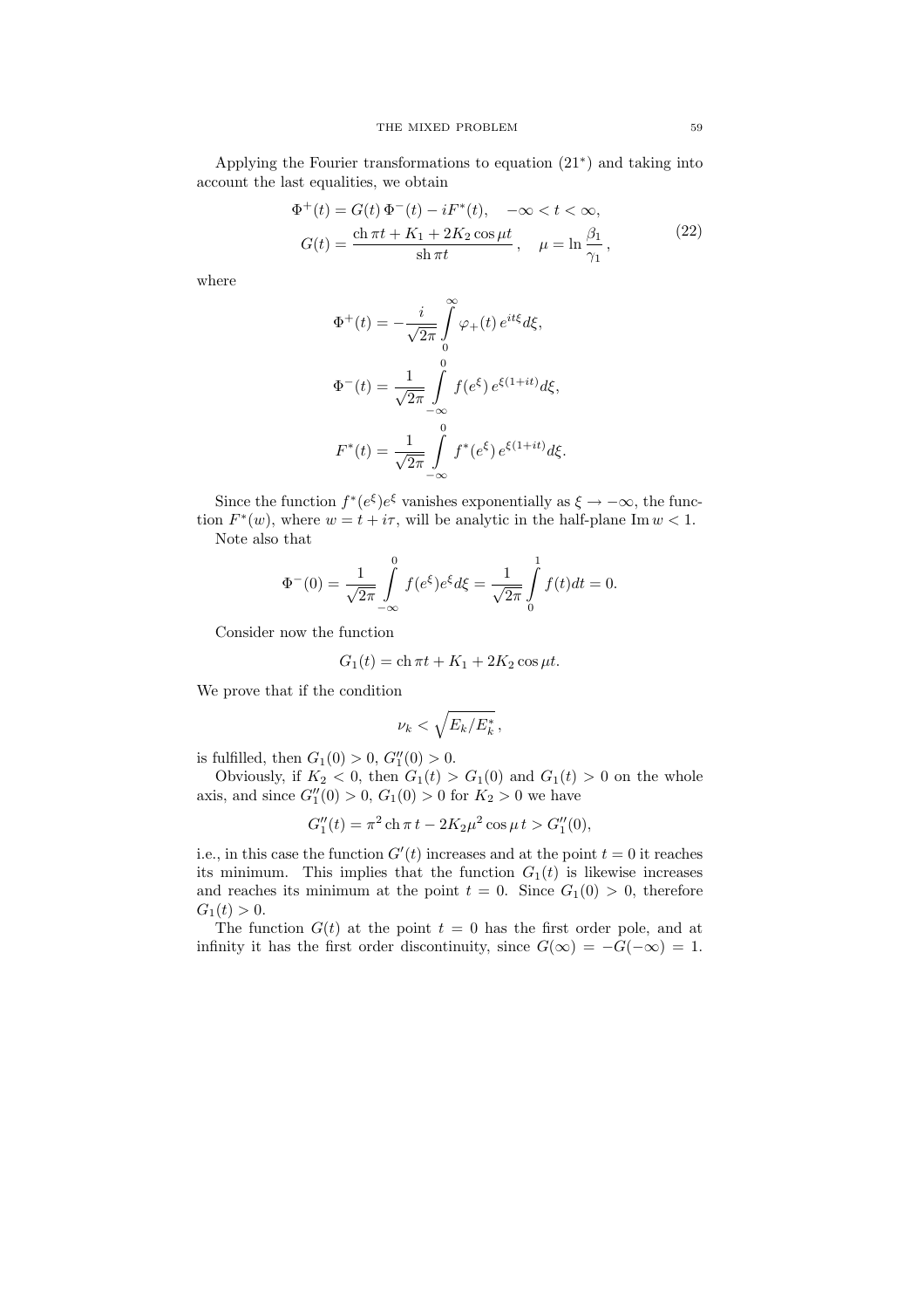Applying the Fourier transformations to equation (21*) and taking into account the last equalities, we obtain

$$\Phi^+(t) = G(t)\,\Phi^-(t) - iF^*(t), \quad -\infty < t < \infty,$$
$$G(t) = \frac{\operatorname{ch}\pi t + K_1 + 2K_2\cos\mu t}{\operatorname{sh}\pi t}, \quad \mu = \ln\frac{\beta_1}{\gamma_1}, \tag{22}$$

where

$$\Phi^+(t) = -\frac{i}{\sqrt{2\pi}}\int\limits_0^\infty \varphi_+(t)\,e^{it\xi}d\xi,$$

$$\Phi^-(t) = \frac{1}{\sqrt{2\pi}}\int\limits_{-\infty}^0 f(e^\xi)\,e^{\xi(1+it)}d\xi,$$

$$F^*(t) = \frac{1}{\sqrt{2\pi}}\int\limits_{-\infty}^0 f^*(e^\xi)\,e^{\xi(1+it)}d\xi.$$

Since the function $f^*(e^\xi)e^\xi$ vanishes exponentially as $\xi\to-\infty$, the function $F^*(w)$, where $w = t + i\tau$, will be analytic in the half-plane $\operatorname{Im} w < 1$.

Note also that

$$\Phi^-(0) = \frac{1}{\sqrt{2\pi}}\int\limits_{-\infty}^0 f(e^\xi)e^\xi d\xi = \frac{1}{\sqrt{2\pi}}\int\limits_0^1 f(t)dt = 0.$$

Consider now the function

$$G_1(t) = \operatorname{ch}\pi t + K_1 + 2K_2\cos\mu t.$$

We prove that if the condition

$$\nu_k < \sqrt{E_k/E_k^*}\,,$$

is fulfilled, then $G_1(0) > 0$, $G_1''(0) > 0$.

Obviously, if $K_2 < 0$, then $G_1(t) > G_1(0)$ and $G_1(t) > 0$ on the whole axis, and since $G_1''(0) > 0$, $G_1(0) > 0$ for $K_2 > 0$ we have

$$G_1''(t) = \pi^2\operatorname{ch}\pi\, t - 2K_2\mu^2\cos\mu\, t > G_1''(0),$$

i.e., in this case the function $G'(t)$ increases and at the point $t = 0$ it reaches its minimum. This implies that the function $G_1(t)$ is likewise increases and reaches its minimum at the point $t = 0$. Since $G_1(0) > 0$, therefore $G_1(t) > 0$.

The function $G(t)$ at the point $t = 0$ has the first order pole, and at infinity it has the first order discontinuity, since $G(\infty) = -G(-\infty) = 1$.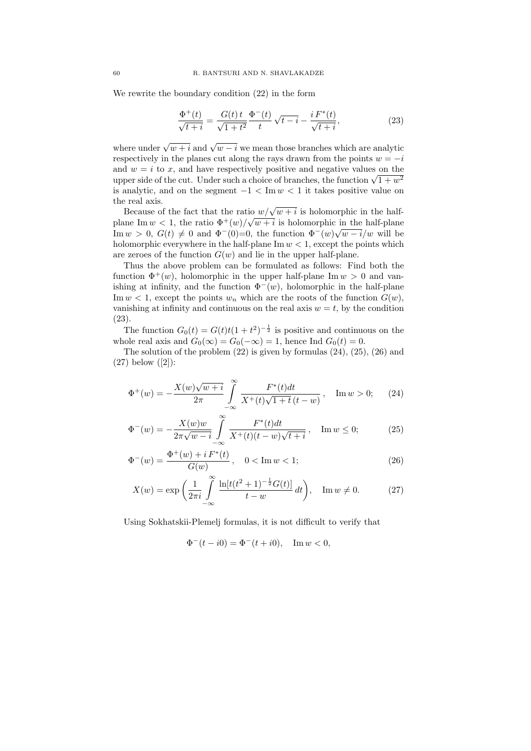We rewrite the boundary condition (22) in the form

$$\frac{\Phi^+(t)}{\sqrt{t+i}} = \frac{G(t)\,t}{\sqrt{1+t^2}}\,\frac{\Phi^-(t)}{t}\,\sqrt{t-i} - \frac{i\,F^*(t)}{\sqrt{t+i}}, \tag{23}$$

where under $\sqrt{w+i}$ and $\sqrt{w-i}$ we mean those branches which are analytic respectively in the planes cut along the rays drawn from the points $w=-i$ and $w=i$ to $x$, and have respectively positive and negative values on the upper side of the cut. Under such a choice of branches, the function $\sqrt{1+w^2}$ is analytic, and on the segment $-1 < \operatorname{Im} w < 1$ it takes positive value on the real axis.

Because of the fact that the ratio $w/\sqrt{w+i}$ is holomorphic in the half-plane $\operatorname{Im} w < 1$, the ratio $\Phi^+(w)/\sqrt{w+i}$ is holomorphic in the half-plane $\operatorname{Im} w > 0$, $G(t) \neq 0$ and $\Phi^-(0)$=0, the function $\Phi^-(w)\sqrt{w-i}/w$ will be holomorphic everywhere in the half-plane $\operatorname{Im} w < 1$, except the points which are zeroes of the function $G(w)$ and lie in the upper half-plane.

Thus the above problem can be formulated as follows: Find both the function $\Phi^+(w)$, holomorphic in the upper half-plane $\operatorname{Im} w > 0$ and vanishing at infinity, and the function $\Phi^-(w)$, holomorphic in the half-plane $\operatorname{Im} w < 1$, except the points $w_n$ which are the roots of the function $G(w)$, vanishing at infinity and continuous on the real axis $w = t$, by the condition (23).

The function $G_0(t) = G(t)t(1+t^2)^{-\frac{1}{2}}$ is positive and continuous on the whole real axis and $G_0(\infty) = G_0(-\infty) = 1$, hence $\operatorname{Ind} G_0(t) = 0$.

The solution of the problem (22) is given by formulas (24), (25), (26) and (27) below ([2]):

$$\Phi^+(w) = -\frac{X(w)\sqrt{w+i}}{2\pi}\int\limits_{-\infty}^{\infty}\frac{F^*(t)dt}{X^+(t)\sqrt{1+t}\,(t-w)}\,, \quad \operatorname{Im} w > 0; \tag{24}$$

$$\Phi^-(w) = -\frac{X(w)w}{2\pi\sqrt{w-i}}\int\limits_{-\infty}^{\infty}\frac{F^*(t)dt}{X^+(t)(t-w)\sqrt{t+i}}\,, \quad \operatorname{Im} w \leq 0; \tag{25}$$

$$\Phi^-(w) = \frac{\Phi^+(w) + i\,F^*(t)}{G(w)}\,, \quad 0 < \operatorname{Im} w < 1; \tag{26}$$

$$X(w) = \exp\bigg(\frac{1}{2\pi i}\int\limits_{-\infty}^{\infty}\frac{\ln[t(t^2+1)^{-\frac{1}{2}}G(t)]}{t-w}\,dt\bigg), \quad \operatorname{Im} w \neq 0. \tag{27}$$

Using Sokhatskii-Plemelj formulas, it is not difficult to verify that

$$\Phi^-(t-i0) = \Phi^-(t+i0), \quad \operatorname{Im} w < 0,$$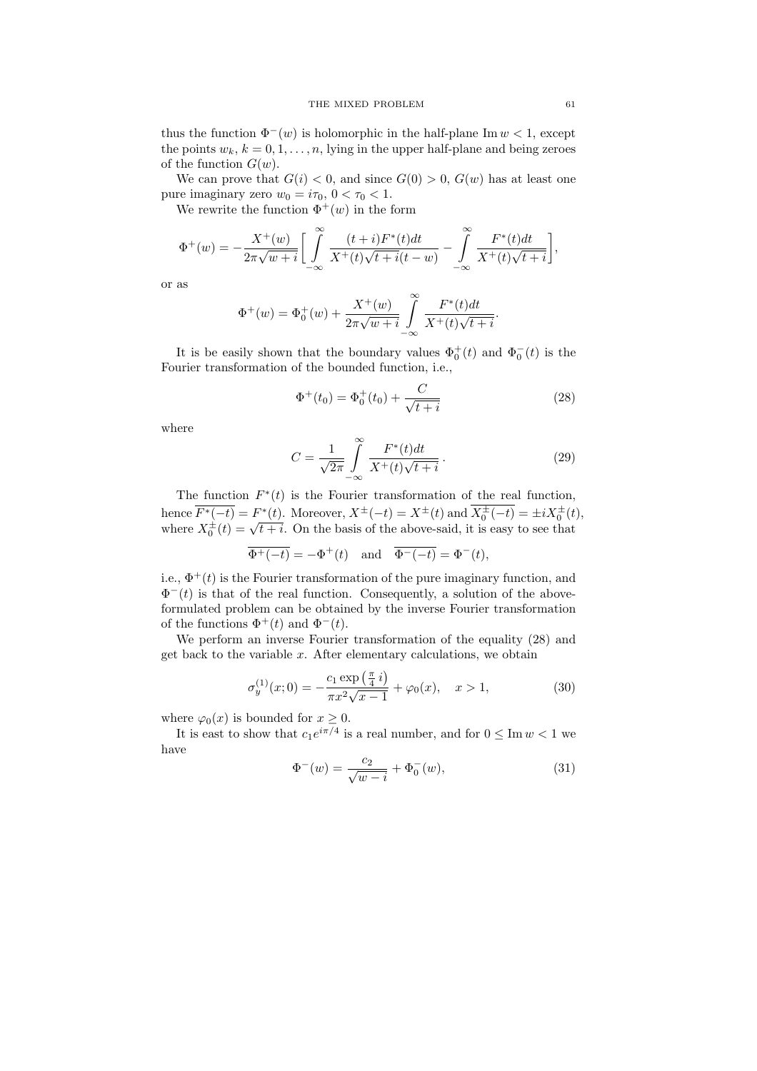thus the function $\Phi^-(w)$ is holomorphic in the half-plane $\operatorname{Im} w < 1$, except the points $w_k$, $k = 0, 1, \dots, n$, lying in the upper half-plane and being zeroes of the function $G(w)$.

We can prove that $G(i) < 0$, and since $G(0) > 0$, $G(w)$ has at least one pure imaginary zero $w_0 = i\tau_0$, $0 < \tau_0 < 1$.

We rewrite the function $\Phi^+(w)$ in the form

$$\Phi^+(w) = -\frac{X^+(w)}{2\pi\sqrt{w+i}}\bigg[\int\limits_{-\infty}^{\infty} \frac{(t+i)F^*(t)dt}{X^+(t)\sqrt{t+i}(t-w)} - \int\limits_{-\infty}^{\infty} \frac{F^*(t)dt}{X^+(t)\sqrt{t+i}}\bigg],$$

or as

$$\Phi^+(w) = \Phi_0^+(w) + \frac{X^+(w)}{2\pi\sqrt{w+i}}\int\limits_{-\infty}^{\infty} \frac{F^*(t)dt}{X^+(t)\sqrt{t+i}}.$$

It is be easily shown that the boundary values $\Phi_0^+(t)$ and $\Phi_0^-(t)$ is the Fourier transformation of the bounded function, i.e.,

$$\Phi^+(t_0) = \Phi_0^+(t_0) + \frac{C}{\sqrt{t+i}} \tag{28}$$

where

$$C = \frac{1}{\sqrt{2\pi}}\int\limits_{-\infty}^{\infty} \frac{F^*(t)dt}{X^+(t)\sqrt{t+i}}\,. \tag{29}$$

The function $F^*(t)$ is the Fourier transformation of the real function, hence $\overline{F^*(-t)} = F^*(t)$. Moreover, $X^\pm(-t) = X^\pm(t)$ and $\overline{X_0^\pm(-t)} = \pm i X_0^\pm(t)$, where $X_0^\pm(t) = \sqrt{t+i}$. On the basis of the above-said, it is easy to see that

$$\overline{\Phi^+(-t)} = -\Phi^+(t) \quad \text{and} \quad \overline{\Phi^-(-t)} = \Phi^-(t),$$

i.e., $\Phi^+(t)$ is the Fourier transformation of the pure imaginary function, and $\Phi^-(t)$ is that of the real function. Consequently, a solution of the above-formulated problem can be obtained by the inverse Fourier transformation of the functions $\Phi^+(t)$ and $\Phi^-(t)$.

We perform an inverse Fourier transformation of the equality (28) and get back to the variable $x$. After elementary calculations, we obtain

$$\sigma_y^{(1)}(x;0) = -\frac{c_1\exp\left(\frac{\pi}{4}\,i\right)}{\pi x^2\sqrt{x-1}} + \varphi_0(x), \quad x > 1, \tag{30}$$

where $\varphi_0(x)$ is bounded for $x \geq 0$.

It is east to show that $c_1 e^{i\pi/4}$ is a real number, and for $0 \leq \operatorname{Im} w < 1$ we have

$$\Phi^-(w) = \frac{c_2}{\sqrt{w-i}} + \Phi_0^-(w), \tag{31}$$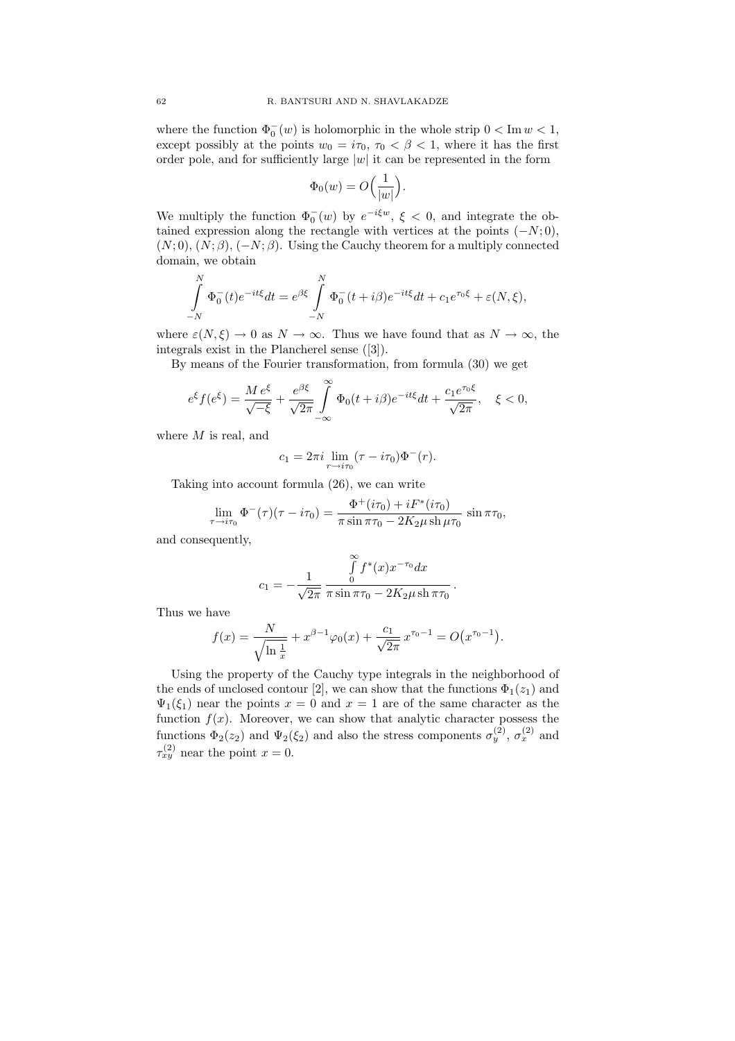where the function $\Phi_0^-(w)$ is holomorphic in the whole strip $0 < \operatorname{Im} w < 1$, except possibly at the points $w_0 = i\tau_0$, $\tau_0 < \beta < 1$, where it has the first order pole, and for sufficiently large $|w|$ it can be represented in the form

$$\Phi_0(w) = O\Big(\frac{1}{|w|}\Big).$$

We multiply the function $\Phi_0^-(w)$ by $e^{-i\xi w}$, $\xi < 0$, and integrate the obtained expression along the rectangle with vertices at the points $(-N;0)$, $(N;0)$, $(N;\beta)$, $(-N;\beta)$. Using the Cauchy theorem for a multiply connected domain, we obtain

$$\int\limits_{-N}^{N} \Phi_0^-(t)e^{-it\xi}dt = e^{\beta\xi}\int\limits_{-N}^{N} \Phi_0^-(t+i\beta)e^{-it\xi}dt + c_1 e^{\tau_0\xi} + \varepsilon(N,\xi),$$

where $\varepsilon(N,\xi) \to 0$ as $N \to \infty$. Thus we have found that as $N \to \infty$, the integrals exist in the Plancherel sense ([3]).

By means of the Fourier transformation, from formula (30) we get

$$e^{\xi}f(e^{\xi}) = \frac{M\,e^{\xi}}{\sqrt{-\xi}} + \frac{e^{\beta\xi}}{\sqrt{2\pi}}\int\limits_{-\infty}^{\infty} \Phi_0(t+i\beta)e^{-it\xi}dt + \frac{c_1 e^{\tau_0\xi}}{\sqrt{2\pi}}, \quad \xi < 0,$$

where $M$ is real, and

$$c_1 = 2\pi i \lim_{r\to i\tau_0}(\tau - i\tau_0)\Phi^-(r).$$

Taking into account formula (26), we can write

$$\lim_{\tau\to i\tau_0}\Phi^-(\tau)(\tau - i\tau_0) = \frac{\Phi^+(i\tau_0) + iF^*(i\tau_0)}{\pi\sin\pi\tau_0 - 2K_2\mu\operatorname{sh}\mu\tau_0}\,\sin\pi\tau_0,$$

and consequently,

$$c_1 = -\frac{1}{\sqrt{2\pi}}\,\frac{\int\limits_0^{\infty} f^*(x)x^{-\tau_0}dx}{\pi\sin\pi\tau_0 - 2K_2\mu\operatorname{sh}\pi\tau_0}\,.$$

Thus we have

$$f(x) = \frac{N}{\sqrt{\ln\frac{1}{x}}} + x^{\beta-1}\varphi_0(x) + \frac{c_1}{\sqrt{2\pi}}\,x^{\tau_0-1} = O\big(x^{\tau_0-1}\big).$$

Using the property of the Cauchy type integrals in the neighborhood of the ends of unclosed contour [2], we can show that the functions $\Phi_1(z_1)$ and $\Psi_1(\xi_1)$ near the points $x=0$ and $x=1$ are of the same character as the function $f(x)$. Moreover, we can show that analytic character possess the functions $\Phi_2(z_2)$ and $\Psi_2(\xi_2)$ and also the stress components $\sigma_y^{(2)}$, $\sigma_x^{(2)}$ and $\tau_{xy}^{(2)}$ near the point $x=0$.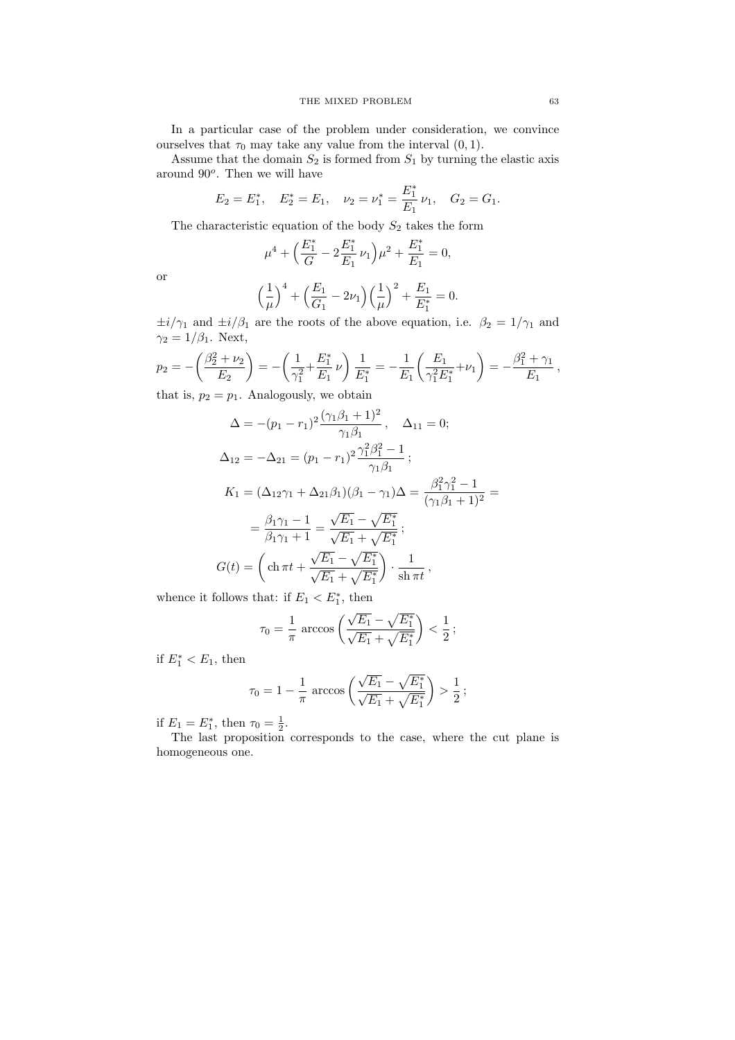In a particular case of the problem under consideration, we convince ourselves that $\tau_0$ may take any value from the interval $(0, 1)$.

Assume that the domain $S_2$ is formed from $S_1$ by turning the elastic axis around $90^o$. Then we will have

$$E_2 = E_1^*, \quad E_2^* = E_1, \quad \nu_2 = \nu_1^* = \frac{E_1^*}{E_1}\,\nu_1, \quad G_2 = G_1.$$

The characteristic equation of the body $S_2$ takes the form

$$\mu^4 + \Big(\frac{E_1^*}{G} - 2\frac{E_1^*}{E_1}\,\nu_1\Big)\mu^2 + \frac{E_1^*}{E_1} = 0,$$

or

$$\Big(\frac{1}{\mu}\Big)^4 + \Big(\frac{E_1}{G_1} - 2\nu_1\Big)\Big(\frac{1}{\mu}\Big)^2 + \frac{E_1}{E_1^*} = 0.$$

$\pm i/\gamma_1$ and $\pm i/\beta_1$ are the roots of the above equation, i.e. $\beta_2 = 1/\gamma_1$ and $\gamma_2 = 1/\beta_1$. Next,

$$p_2 = -\bigg(\frac{\beta_2^2 + \nu_2}{E_2}\bigg) = -\bigg(\frac{1}{\gamma_1^2} + \frac{E_1^*}{E_1}\,\nu\bigg)\,\frac{1}{E_1^*} = -\frac{1}{E_1}\bigg(\frac{E_1}{\gamma_1^2 E_1^*} + \nu_1\bigg) = -\frac{\beta_1^2 + \gamma_1}{E_1}\,,$$

that is, $p_2 = p_1$. Analogously, we obtain

$$\Delta = -(p_1 - r_1)^2\,\frac{(\gamma_1\beta_1 + 1)^2}{\gamma_1\beta_1}\,, \quad \Delta_{11} = 0;$$

$$\Delta_{12} = -\Delta_{21} = (p_1 - r_1)^2\,\frac{\gamma_1^2\beta_1^2 - 1}{\gamma_1\beta_1}\,;$$

$$K_1 = (\Delta_{12}\gamma_1 + \Delta_{21}\beta_1)(\beta_1 - \gamma_1)\Delta = \frac{\beta_1^2\gamma_1^2 - 1}{(\gamma_1\beta_1 + 1)^2} =$$

$$= \frac{\beta_1\gamma_1 - 1}{\beta_1\gamma_1 + 1} = \frac{\sqrt{E_1} - \sqrt{E_1^*}}{\sqrt{E_1} + \sqrt{E_1^*}}\,;$$

$$G(t) = \bigg(\operatorname{ch}\pi t + \frac{\sqrt{E_1} - \sqrt{E_1^*}}{\sqrt{E_1} + \sqrt{E_1^*}}\bigg) \cdot \frac{1}{\operatorname{sh}\pi t}\,,$$

whence it follows that: if $E_1 < E_1^*$, then

$$\tau_0 = \frac{1}{\pi}\,\arccos\bigg(\frac{\sqrt{E_1} - \sqrt{E_1^*}}{\sqrt{E_1} + \sqrt{E_1^*}}\bigg) < \frac{1}{2}\,;$$

if $E_1^* < E_1$, then

$$\tau_0 = 1 - \frac{1}{\pi}\,\arccos\bigg(\frac{\sqrt{E_1} - \sqrt{E_1^*}}{\sqrt{E_1} + \sqrt{E_1^*}}\bigg) > \frac{1}{2}\,;$$

if $E_1 = E_1^*$, then $\tau_0 = \frac{1}{2}$.

The last proposition corresponds to the case, where the cut plane is homogeneous one.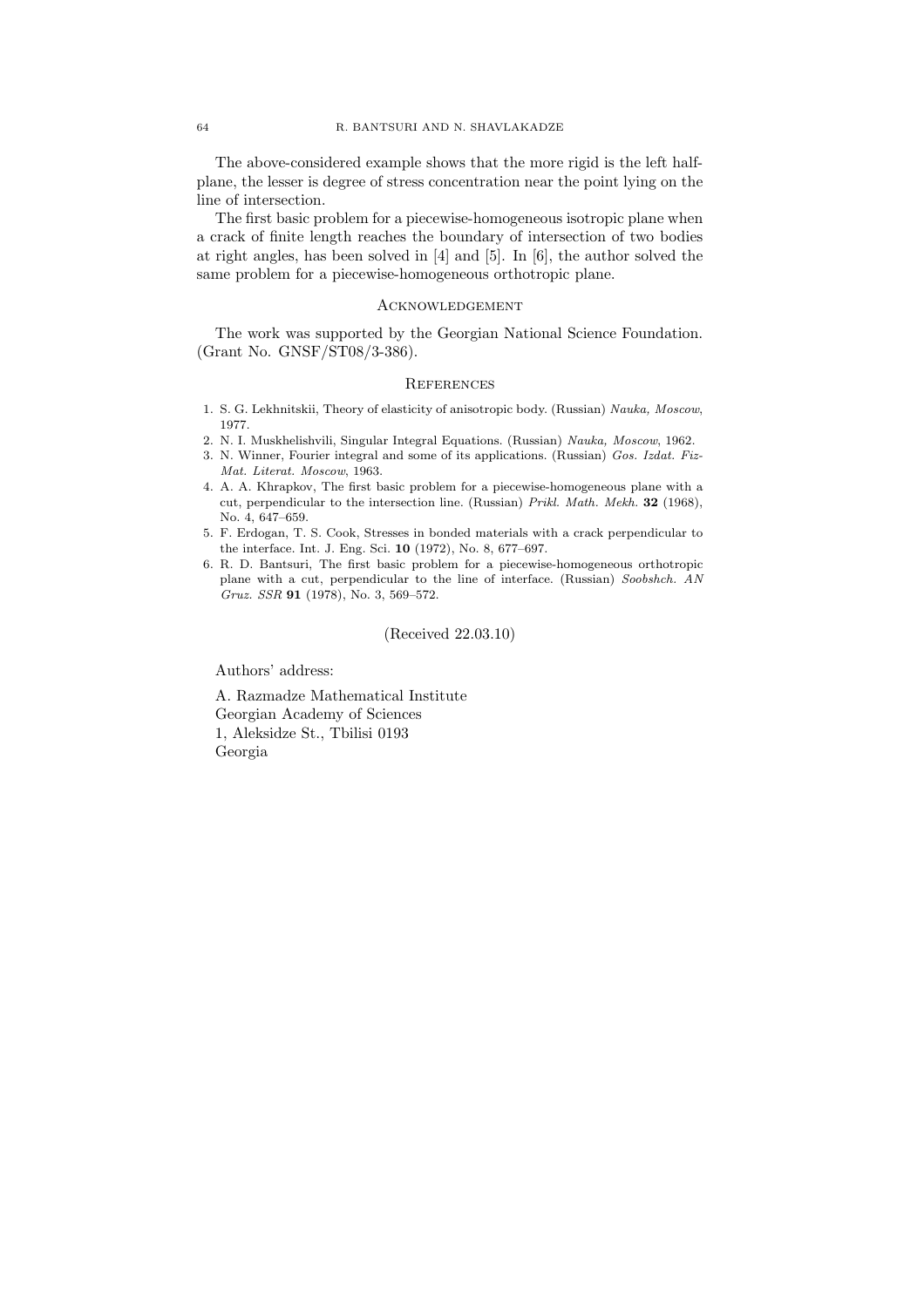The above-considered example shows that the more rigid is the left half-plane, the lesser is degree of stress concentration near the point lying on the line of intersection.

The first basic problem for a piecewise-homogeneous isotropic plane when a crack of finite length reaches the boundary of intersection of two bodies at right angles, has been solved in [4] and [5]. In [6], the author solved the same problem for a piecewise-homogeneous orthotropic plane.

## Acknowledgement

The work was supported by the Georgian National Science Foundation. (Grant No. GNSF/ST08/3-386).

## References

1. S. G. Lekhnitskii, Theory of elasticity of anisotropic body. (Russian) *Nauka, Moscow*, 1977.
2. N. I. Muskhelishvili, Singular Integral Equations. (Russian) *Nauka, Moscow*, 1962.
3. N. Winner, Fourier integral and some of its applications. (Russian) *Gos. Izdat. Fiz-Mat. Literat. Moscow*, 1963.
4. A. A. Khrapkov, The first basic problem for a piecewise-homogeneous plane with a cut, perpendicular to the intersection line. (Russian) *Prikl. Math. Mekh.* **32** (1968), No. 4, 647–659.
5. F. Erdogan, T. S. Cook, Stresses in bonded materials with a crack perpendicular to the interface. Int. J. Eng. Sci. **10** (1972), No. 8, 677–697.
6. R. D. Bantsuri, The first basic problem for a piecewise-homogeneous orthotropic plane with a cut, perpendicular to the line of interface. (Russian) *Soobshch. AN Gruz. SSR* **91** (1978), No. 3, 569–572.

(Received 22.03.10)

Authors' address:

A. Razmadze Mathematical Institute
Georgian Academy of Sciences
1, Aleksidze St., Tbilisi 0193
Georgia